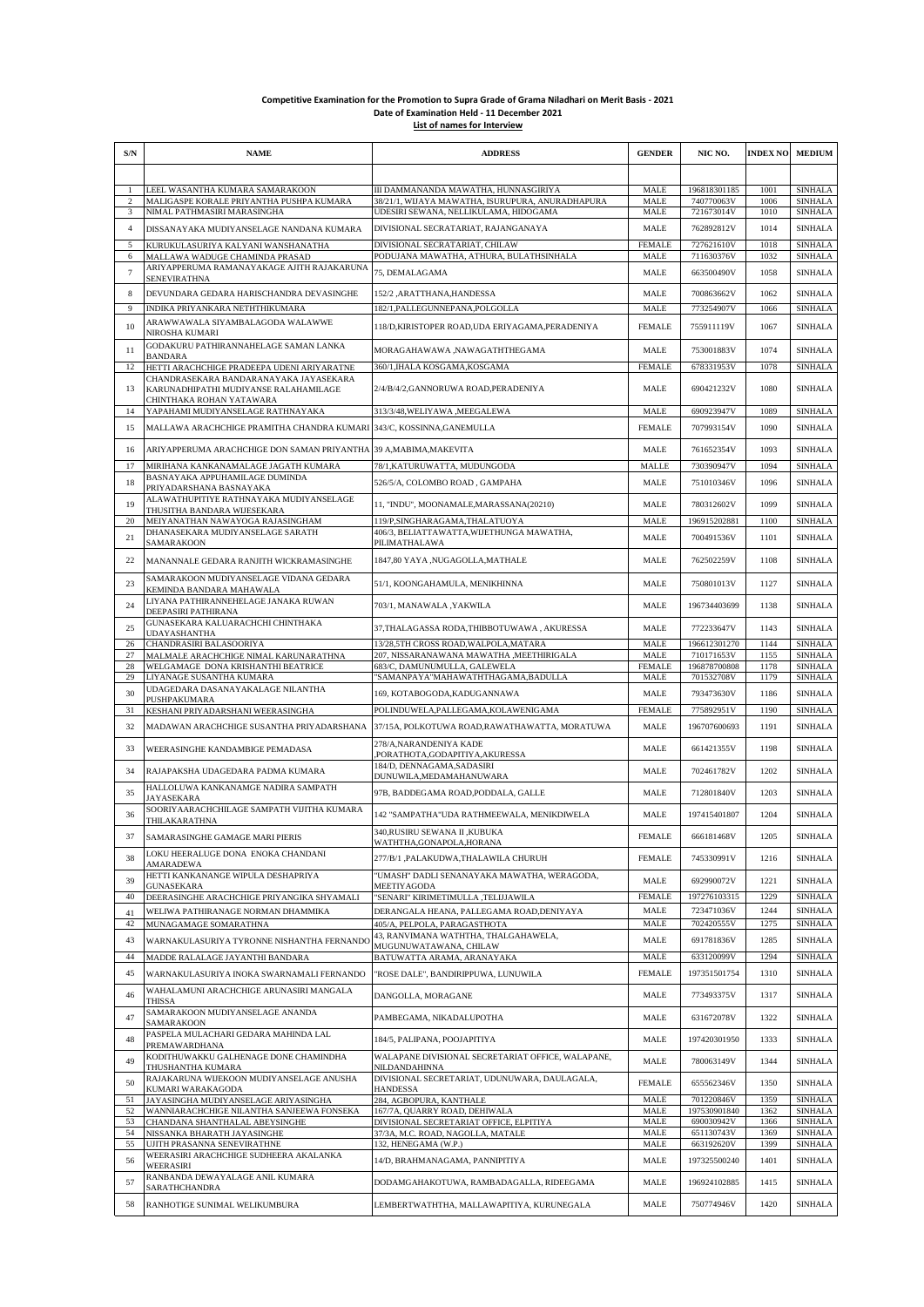**Competitive Examination for the Promotion to Supra Grade of Grama Niladhari on Merit Basis - 2021**

**Date of Examination Held - 11 December 2021**

**List of names for Interview**

| S/N | NAME | ADDRESS | GENDER | NIC NO. | INDEX NO | MEDIUM |
|---|---|---|---|---|---|---|
| 1 | LEEL WASANTHA KUMARA SAMARAKOON | III DAMMANANDA MAWATHA, HUNNASGIRIYA | MALE | 196818301185 | 1001 | SINHALA |
| 2 | MALIGASPE KORALE PRIYANTHA PUSHPA KUMARA | 38/21/1, WIJAYA MAWATHA, ISURUPURA, ANURADHAPURA | MALE | 740770063V | 1006 | SINHALA |
| 3 | NIMAL PATHMASIRI MARASINGHA | UDESIRI SEWANA, NELLIKULAMA, HIDOGAMA | MALE | 721673014V | 1010 | SINHALA |
| 4 | DISSANAYAKA MUDIYANSELAGE NANDANA KUMARA | DIVISIONAL SECRATARIAT, RAJANGANAYA | MALE | 762892812V | 1014 | SINHALA |
| 5 | KURUKULASURIYA KALYANI WANSHANATHA | DIVISIONAL SECRATARIAT, CHILAW | FEMALE | 727621610V | 1018 | SINHALA |
| 6 | MALLAWA WADUGE CHAMINDA PRASAD | PODUJANA MAWATHA, ATHURA, BULATHSINHALA | MALE | 711630376V | 1032 | SINHALA |
| 7 | ARIYAPPERUMA RAMANAYAKAGE AJITH RAJAKARUNA SENEVIRATHNA | 75, DEMALAGAMA | MALE | 663500490V | 1058 | SINHALA |
| 8 | DEVUNDARA GEDARA HARISCHANDRA DEVASINGHE | 152/2 ,ARATTHANA,HANDESSA | MALE | 700863662V | 1062 | SINHALA |
| 9 | INDIKA PRIYANKARA NETHTHIKUMARA | 182/1,PALLEGUNNEPANA,POLGOLLA | MALE | 773254907V | 1066 | SINHALA |
| 10 | ARAWWAWALA SIYAMBALAGODA WALAWWE NIROSHA KUMARI | 118/D,KIRISTOPER ROAD,UDA ERIYAGAMA,PERADENIYA | FEMALE | 755911119V | 1067 | SINHALA |
| 11 | GODAKURU PATHIRANNAHELAGE SAMAN LANKA BANDARA | MORAGAHAWAWA ,NAWAGATHTHEGAMA | MALE | 753001883V | 1074 | SINHALA |
| 12 | HETTI ARACHCHIGE PRADEEPA UDENI ARIYARATNE | 360/1,IHALA KOSGAMA,KOSGAMA | FEMALE | 678331953V | 1078 | SINHALA |
| 13 | CHANDRASEKARA BANDARANAYAKA JAYASEKARA KARUNADHIPATHI MUDIYANSE RALAHAMILAGE CHINTHAKA ROHAN YATAWARA | 2/4/B/4/2,GANNORUWA ROAD,PERADENIYA | MALE | 690421232V | 1080 | SINHALA |
| 14 | YAPAHAMI MUDIYANSELAGE RATHNAYAKA | 313/3/48,WELIYAWA ,MEEGALEWA | MALE | 690923947V | 1089 | SINHALA |
| 15 | MALLAWA ARACHCHIGE PRAMITHA CHANDRA KUMARI | 343/C, KOSSINNA,GANEMULLA | FEMALE | 707993154V | 1090 | SINHALA |
| 16 | ARIYAPPERUMA ARACHCHIGE DON SAMAN PRIYANTHA | 39 A,MABIMA,MAKEVITA | MALE | 761652354V | 1093 | SINHALA |
| 17 | MIRIHANA KANKANAMALAGE JAGATH KUMARA | 78/1,KATURUWATTA, MUDUNGODA | MALLE | 730390947V | 1094 | SINHALA |
| 18 | BASNAYAKA APPUHAMILAGE DUMINDA PRIYADARSHANA BASNAYAKA | 526/5/A, COLOMBO ROAD , GAMPAHA | MALE | 751010346V | 1096 | SINHALA |
| 19 | ALAWATHUPITIYE RATHNAYAKA MUDIYANSELAGE THUSITHA BANDARA WIJESEKARA | 11, "INDU", MOONAMALE,MARASSANA(20210) | MALE | 780312602V | 1099 | SINHALA |
| 20 | MEIYANATHAN NAWAYOGA RAJASINGHAM | 119/P,SINGHARAGAMA,THALATUOYA | MALE | 196915202881 | 1100 | SINHALA |
| 21 | DHANASEKARA MUDIYANSELAGE SARATH SAMARAKOON | 406/3, BELIATTAWATTA,WIJETHUNGA MAWATHA, PILIMATHALAWA | MALE | 700491536V | 1101 | SINHALA |
| 22 | MANANNALE GEDARA RANJITH WICKRAMASINGHE | 1847,80 YAYA ,NUGAGOLLA,MATHALE | MALE | 762502259V | 1108 | SINHALA |
| 23 | SAMARAKOON MUDIYANSELAGE VIDANA GEDARA KEMINDA BANDARA MAHAWALA | 51/1, KOONGAHAMULA, MENIKHINNA | MALE | 750801013V | 1127 | SINHALA |
| 24 | LIYANA PATHIRANNEHELAGE JANAKA RUWAN DEEPASIRI PATHIRANA | 703/1, MANAWALA ,YAKWILA | MALE | 196734403699 | 1138 | SINHALA |
| 25 | GUNASEKARA KALUARACHCHI CHINTHAKA UDAYASHANTHA | 37,THALAGASSA RODA,THIBBOTUWAWA , AKURESSA | MALE | 772233647V | 1143 | SINHALA |
| 26 | CHANDRASIRI BALASOORIYA | 13/28,5TH CROSS ROAD,WALPOLA,MATARA | MALE | 196612301270 | 1144 | SINHALA |
| 27 | MALMALE ARACHCHIGE NIMAL KARUNARATHNA | 207, NISSARANAWANA MAWATHA ,MEETHIRIGALA | MALE | 710171653V | 1155 | SINHALA |
| 28 | WELGAMAGE DONA KRISHANTHI BEATRICE | 683/C, DAMUNUMULLA, GALEWELA | FEMALE | 196878700808 | 1178 | SINHALA |
| 29 | LIYANAGE SUSANTHA KUMARA | "SAMANPAYA"MAHAWATHTHAGAMA,BADULLA | MALE | 701532708V | 1179 | SINHALA |
| 30 | UDAGEDARA DASANAYAKALAGE NILANTHA PUSHPAKUMARA | 169, KOTABOGODA,KADUGANNAWA | MALE | 793473630V | 1186 | SINHALA |
| 31 | KESHANI PRIYADARSHANI WEERASINGHA | POLINDUWELA,PALLEGAMA,KOLAWENIGAMA | FEMALE | 775892951V | 1190 | SINHALA |
| 32 | MADAWAN ARACHCHIGE SUSANTHA PRIYADARSHANA | 37/15A, POLKOTUWA ROAD,RAWATHAWATTA, MORATUWA | MALE | 196707600693 | 1191 | SINHALA |
| 33 | WEERASINGHE KANDAMBIGE PEMADASA | 278/A,NARANDENIYA KADE ,PORATHOTA,GODAPITIYA,AKURESSA | MALE | 661421355V | 1198 | SINHALA |
| 34 | RAJAPAKSHA UDAGEDARA PADMA KUMARA | 184/D, DENNAGAMA,SADASIRI DUNUWILA,MEDAMAHANUWARA | MALE | 702461782V | 1202 | SINHALA |
| 35 | HALLOLUWA KANKANAMGE NADIRA SAMPATH JAYASEKARA | 97B, BADDEGAMA ROAD,PODDALA, GALLE | MALE | 712801840V | 1203 | SINHALA |
| 36 | SOORIYAARACHCHILAGE SAMPATH VIJITHA KUMARA THILAKARATHNA | 142 "SAMPATHA"UDA RATHMEEWALA, MENIKDIWELA | MALE | 197415401807 | 1204 | SINHALA |
| 37 | SAMARASINGHE GAMAGE MARI PIERIS | 340,RUSIRU SEWANA II ,KUBUKA WATHTHA,GONAPOLA,HORANA | FEMALE | 666181468V | 1205 | SINHALA |
| 38 | LOKU HEERALUGE DONA ENOKA CHANDANI AMARADEWA | 277/B/1 ,PALAKUDWA,THALAWILA CHURUH | FEMALE | 745330991V | 1216 | SINHALA |
| 39 | HETTI KANKANANGE WIPULA DESHAPRIYA GUNASEKARA | "UMASH" DADLI SENANAYAKA MAWATHA, WERAGODA, MEETIYAGODA | MALE | 692990072V | 1221 | SINHALA |
| 40 | DEERASINGHE ARACHCHIGE PRIYANGIKA SHYAMALI | "SENARI" KIRIMETIMULLA ,TELIJJAWILA | FEMALE | 197276103315 | 1229 | SINHALA |
| 41 | WELIWA PATHIRANAGE NORMAN DHAMMIKA | DERANGALA HEANA, PALLEGAMA ROAD,DENIYAYA | MALE | 723471036V | 1244 | SINHALA |
| 42 | MUNAGAMAGE SOMARATHNA | 405/A, PELPOLA, PARAGASTHOTA | MALE | 702420555V | 1275 | SINHALA |
| 43 | WARNAKULASURIYA TYRONNE NISHANTHA FERNANDO | 43, RANVIMANA WATHTHA, THALGAHAWELA, MUGUNUWATAWANA, CHILAW | MALE | 691781836V | 1285 | SINHALA |
| 44 | MADDE RALALAGE JAYANTHI BANDARA | BATUWATTA ARAMA, ARANAYAKA | MALE | 633120099V | 1294 | SINHALA |
| 45 | WARNAKULASURIYA INOKA SWARNAMALI FERNANDO | "ROSE DALE", BANDIRIPPUWA, LUNUWILA | FEMALE | 197351501754 | 1310 | SINHALA |
| 46 | WAHALAMUNI ARACHCHIGE ARUNASIRI MANGALA THISSA | DANGOLLA, MORAGANE | MALE | 773493375V | 1317 | SINHALA |
| 47 | SAMARAKOON MUDIYANSELAGE ANANDA SAMARAKOON | PAMBEGAMA, NIKADALUPOTHA | MALE | 631672078V | 1322 | SINHALA |
| 48 | PASPELA MULACHARI GEDARA MAHINDA LAL PREMAWARDHANA | 184/5, PALIPANA, POOJAPITIYA | MALE | 197420301950 | 1333 | SINHALA |
| 49 | KODITHUWAKKU GALHENAGE DONE CHAMINDHA THUSHANTHA KUMARA | WALAPANE DIVISIONAL SECRETARIAT OFFICE, WALAPANE, NILDANDAHINNA | MALE | 780063149V | 1344 | SINHALA |
| 50 | RAJAKARUNA WIJEKOON MUDIYANSELAGE ANUSHA KUMARI WARAKAGODA | DIVISIONAL SECRETARIAT, UDUNUWARA, DAULAGALA, HANDESSA | FEMALE | 655562346V | 1350 | SINHALA |
| 51 | JAYASINGHA MUDIYANSELAGE ARIYASINGHA | 284, AGBOPURA, KANTHALE | MALE | 701220846V | 1359 | SINHALA |
| 52 | WANNIARACHCHIGE NILANTHA SANJEEWA FONSEKA | 167/7A, QUARRY ROAD, DEHIWALA | MALE | 197530901840 | 1362 | SINHALA |
| 53 | CHANDANA SHANTHALAL ABEYSINGHE | DIVISIONAL SECRETARIAT OFFICE, ELPITIYA | MALE | 690030942V | 1366 | SINHALA |
| 54 | NISSANKA BHARATH JAYASINGHE | 37/3A, M.C. ROAD, NAGOLLA, MATALE | MALE | 651130743V | 1369 | SINHALA |
| 55 | UJITH PRASANNA SENEVIRATHNE | 132, HENEGAMA (W.P.) | MALE | 663192620V | 1399 | SINHALA |
| 56 | WEERASIRI ARACHCHIGE SUDHEERA AKALANKA WEERASIRI | 14/D, BRAHMANAGAMA, PANNIPITIYA | MALE | 197325500240 | 1401 | SINHALA |
| 57 | RANBANDA DEWAYALAGE ANIL KUMARA SARATHCHANDRA | DODAMGAHAKOTUWA, RAMBADAGALLA, RIDEEGAMA | MALE | 196924102885 | 1415 | SINHALA |
| 58 | RANHOTIGE SUNIMAL WELIKUMBURA | LEMBERTWATHTHA, MALLAWAPITIYA, KURUNEGALA | MALE | 750774946V | 1420 | SINHALA |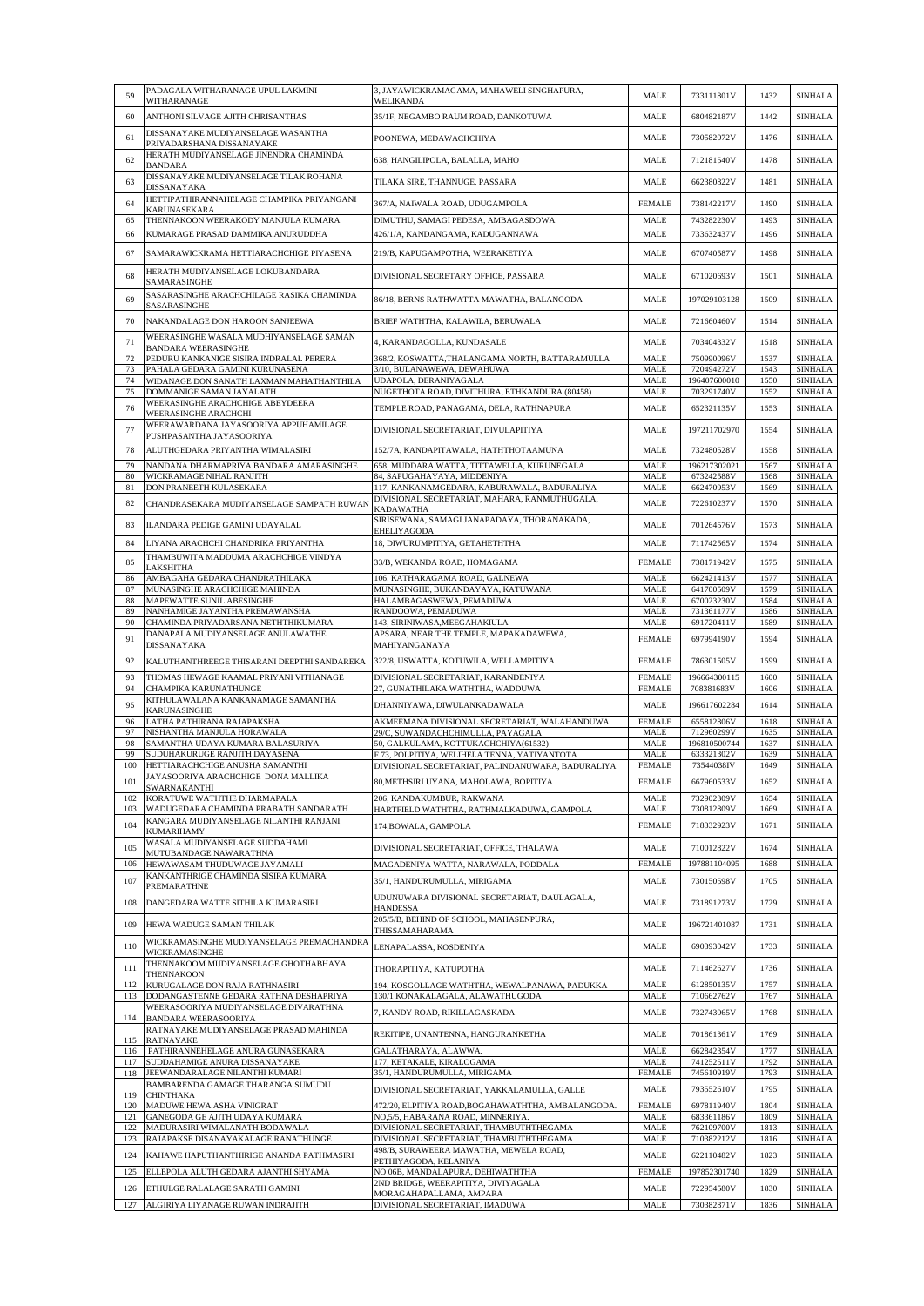| | | | | | | |
|---|---|---|---|---|---|---|
| 59 | PADAGALA WITHARANAGE UPUL LAKMINI WITHARANAGE | 3, JAYAWICKRAMAGAMA, MAHAWELI SINGHAPURA, WELIKANDA | MALE | 733111801V | 1432 | SINHALA |
| 60 | ANTHONI SILVAGE AJITH CHRISANTHAS | 35/1F, NEGAMBO RAUM ROAD, DANKOTUWA | MALE | 680482187V | 1442 | SINHALA |
| 61 | DISSANAYAKE MUDIYANSELAGE WASANTHA PRIYADARSHANA DISSANAYAKE | POONEWA, MEDAWACHCHIYA | MALE | 730582072V | 1476 | SINHALA |
| 62 | HERATH MUDIYANSELAGE JINENDRA CHAMINDA BANDARA | 638, HANGILIPOLA, BALALLA, MAHO | MALE | 712181540V | 1478 | SINHALA |
| 63 | DISSANAYAKE MUDIYANSELAGE TILAK ROHANA DISSANAYAKA | TILAKA SIRE, THANNUGE, PASSARA | MALE | 662380822V | 1481 | SINHALA |
| 64 | HETTIPATHIRANNAHELAGE CHAMPIKA PRIYANGANI KARUNASEKARA | 367/A, NAIWALA ROAD, UDUGAMPOLA | FEMALE | 738142217V | 1490 | SINHALA |
| 65 | THENNAKOON WEERAKODY MANJULA KUMARA | DIMUTHU, SAMAGI PEDESA, AMBAGASDOWA | MALE | 743282230V | 1493 | SINHALA |
| 66 | KUMARAGE PRASAD DAMMIKA ANURUDDHA | 426/1/A, KANDANGAMA, KADUGANNAWA | MALE | 733632437V | 1496 | SINHALA |
| 67 | SAMARAWICKRAMA HETTIARACHCHIGE PIYASENA | 219/B, KAPUGAMPOTHA, WEERAKETIYA | MALE | 670740587V | 1498 | SINHALA |
| 68 | HERATH MUDIYANSELAGE LOKUBANDARA SAMARASINGHE | DIVISIONAL SECRETARY OFFICE, PASSARA | MALE | 671020693V | 1501 | SINHALA |
| 69 | SASARASINGHE ARACHCHILAGE RASIKA CHAMINDA SASARASINGHE | 86/18, BERNS RATHWATTA MAWATHA, BALANGODA | MALE | 197029103128 | 1509 | SINHALA |
| 70 | NAKANDALAGE DON HAROON SANJEEWA | BRIEF WATHTHA, KALAWILA, BERUWALA | MALE | 721660460V | 1514 | SINHALA |
| 71 | WEERASINGHE WASALA MUDHIYANSELAGE SAMAN BANDARA WEERASINGHE | 4, KARANDAGOLLA, KUNDASALE | MALE | 703404332V | 1518 | SINHALA |
| 72 | PEDURU KANKANIGE SISIRA INDRALAL PERERA | 368/2, KOSWATTA,THALANGAMA NORTH, BATTARAMULLA | MALE | 750990096V | 1537 | SINHALA |
| 73 | PAHALA GEDARA GAMINI KURUNASENA | 3/10, BULANAWEWA, DEWAHUWA | MALE | 720494272V | 1543 | SINHALA |
| 74 | WIDANAGE DON SANATH LAXMAN MAHATHANTHILA | UDAPOLA, DERANIYAGALA | MALE | 196407600010 | 1550 | SINHALA |
| 75 | DOMMANIGE SAMAN JAYALATH | NUGETHOTA ROAD, DIVITHURA, ETHKANDURA (80458) | MALE | 703291740V | 1552 | SINHALA |
| 76 | WEERASINGHE ARACHCHIGE ABEYDEERA WEERASINGHE ARACHCHI | TEMPLE ROAD, PANAGAMA, DELA, RATHNAPURA | MALE | 652321135V | 1553 | SINHALA |
| 77 | WEERAWARDANA JAYASOORIYA APPUHAMILAGE PUSHPASANTHA JAYASOORIYA | DIVISIONAL SECRETARIAT, DIVULAPITIYA | MALE | 197211702970 | 1554 | SINHALA |
| 78 | ALUTHGEDARA PRIYANTHA WIMALASIRI | 152/7A, KANDAPITAWALA, HATHTHOTAAMUNA | MALE | 732480528V | 1558 | SINHALA |
| 79 | NANDANA DHARMAPRIYA BANDARA AMARASINGHE | 658, MUDDARA WATTA, TITTAWELLA, KURUNEGALA | MALE | 196217302021 | 1567 | SINHALA |
| 80 | WICKRAMAGE NIHAL RANJITH | 84, SAPUGAHAYAYA, MIDDENIYA | MALE | 673242588V | 1568 | SINHALA |
| 81 | DON PRANEETH KULASEKARA | 117, KANKANAMGEDARA, KABURAWALA, BADURALIYA | MALE | 662470953V | 1569 | SINHALA |
| 82 | CHANDRASEKARA MUDIYANSELAGE SAMPATH RUWAN | DIVISIONAL SECRETARIAT, MAHARA, RANMUTHUGALA, KADAWATHA | MALE | 722610237V | 1570 | SINHALA |
| 83 | ILANDARA PEDIGE GAMINI UDAYALAL | SIRISEWANA, SAMAGI JANAPADAYA, THORANAKADA, EHELIYAGODA | MALE | 701264576V | 1573 | SINHALA |
| 84 | LIYANA ARACHCHI CHANDRIKA PRIYANTHA | 18, DIWURUMPITIYA, GETAHETHTHA | MALE | 711742565V | 1574 | SINHALA |
| 85 | THAMBUWITA MADDUMA ARACHCHIGE VINDYA LAKSHITHA | 33/B, WEKANDA ROAD, HOMAGAMA | FEMALE | 738171942V | 1575 | SINHALA |
| 86 | AMBAGAHA GEDARA CHANDRATHILAKA | 106, KATHARAGAMA ROAD, GALNEWA | MALE | 662421413V | 1577 | SINHALA |
| 87 | MUNASINGHE ARACHCHIGE MAHINDA | MUNASINGHE, BUKANDAYAYA, KATUWANA | MALE | 641700509V | 1579 | SINHALA |
| 88 | MAPEWATTE SUNIL ABESINGHE | HALAMBAGASWEWA, PEMADUWA | MALE | 670023230V | 1584 | SINHALA |
| 89 | NANHAMIGE JAYANTHA PREMAWANSHA | RANDOOWA, PEMADUWA | MALE | 731361177V | 1586 | SINHALA |
| 90 | CHAMINDA PRIYADARSANA NETHTHIKUMARA | 143, SIRINIWASA,MEEGAHAKIULA | MALE | 691720411V | 1589 | SINHALA |
| 91 | DANAPALA MUDIYANSELAGE ANULAWATHE DISSANAYAKA | APSARA, NEAR THE TEMPLE, MAPAKADAWEWA, MAHIYANGANAYA | FEMALE | 697994190V | 1594 | SINHALA |
| 92 | KALUTHANTHREEGE THISARANI DEEPTHI SANDAREKA | 322/8, USWATTA, KOTUWILA, WELLAMPITIYA | FEMALE | 786301505V | 1599 | SINHALA |
| 93 | THOMAS HEWAGE KAAMAL PRIYANI VITHANAGE | DIVISIONAL SECRETARIAT, KARANDENIYA | FEMALE | 196664300115 | 1600 | SINHALA |
| 94 | CHAMPIKA KARUNATHUNGE | 27, GUNATHILAKA WATHTHA, WADDUWA | FEMALE | 708381683V | 1606 | SINHALA |
| 95 | KITHULAWALANA KANKANAMAGE SAMANTHA KARUNASINGHE | DHANNIYAWA, DIWULANKADAWALA | MALE | 196617602284 | 1614 | SINHALA |
| 96 | LATHA PATHIRANA RAJAPAKSHA | AKMEEMANA DIVISIONAL SECRETARIAT, WALAHANDUWA | FEMALE | 655812806V | 1618 | SINHALA |
| 97 | NISHANTHA MANJULA HORAWALA | 29/C, SUWANDACHCHIMULLA, PAYAGALA | MALE | 712960299V | 1635 | SINHALA |
| 98 | SAMANTHA UDAYA KUMARA BALASURIYA | 50, GALKULAMA, KOTTUKACHCHIYA(61532) | MALE | 196810500744 | 1637 | SINHALA |
| 99 | SUDUHAKURUGE RANJITH DAYASENA | F 73, POLPITIYA, WELIHELA TENNA, YATIYANTOTA | MALE | 633321302V | 1639 | SINHALA |
| 100 | HETTIARACHCHIGE ANUSHA SAMANTHI | DIVISIONAL SECRETARIAT, PALINDANUWARA, BADURALIYA | FEMALE | 73544038IV | 1649 | SINHALA |
| 101 | JAYASOORIYA ARACHCHIGE DONA MALLIKA SWARNAKANTHI | 80,METHSIRI UYANA, MAHOLAWA, BOPITIYA | FEMALE | 667960533V | 1652 | SINHALA |
| 102 | KORATUWE WATHTHE DHARMAPALA | 206, KANDAKUMBUR, RAKWANA | MALE | 732902309V | 1654 | SINHALA |
| 103 | WADUGEDARA CHAMINDA PRABATH SANDARATH | HARTFIELD WATHTHA, RATHMALKADUWA, GAMPOLA | MALE | 730812809V | 1669 | SINHALA |
| 104 | KANGARA MUDIYANSELAGE NILANTHI RANJANI KUMARIHAMY | 174,BOWALA, GAMPOLA | FEMALE | 718332923V | 1671 | SINHALA |
| 105 | WASALA MUDIYANSELAGE SUDDAHAMI MUTUBANDAGE NAWARATHNA | DIVISIONAL SECRETARIAT, OFFICE, THALAWA | MALE | 710012822V | 1674 | SINHALA |
| 106 | HEWAWASAM THUDUWAGE JAYAMALI | MAGADENIYA WATTA, NARAWALA, PODDALA | FEMALE | 197881104095 | 1688 | SINHALA |
| 107 | KANKANTHRIGE CHAMINDA SISIRA KUMARA PREMARATHNE | 35/1, HANDURUMULLA, MIRIGAMA | MALE | 730150598V | 1705 | SINHALA |
| 108 | DANGEDARA WATTE SITHILA KUMARASIRI | UDUNUWARA DIVISIONAL SECRETARIAT, DAULAGALA, HANDESSA | MALE | 731891273V | 1729 | SINHALA |
| 109 | HEWA WADUGE SAMAN THILAK | 205/5/B, BEHIND OF SCHOOL, MAHASENPURA, THISSAMAHARAMA | MALE | 196721401087 | 1731 | SINHALA |
| 110 | WICKRAMASINGHE MUDIYANSELAGE PREMACHANDRA WICKRAMASINGHE | LENAPALASSA, KOSDENIYA | MALE | 690393042V | 1733 | SINHALA |
| 111 | THENNAKOOM MUDIYANSELAGE GHOTHABHAYA THENNAKOON | THORAPITIYA, KATUPOTHA | MALE | 711462627V | 1736 | SINHALA |
| 112 | KURUGALAGE DON RAJA RATHNASIRI | 194, KOSGOLLAGE WATHTHA, WEWALPANAWA, PADUKKA | MALE | 612850135V | 1757 | SINHALA |
| 113 | DODANGASTENNE GEDARA RATHNA DESHAPRIYA | 130/1 KONAKALAGALA, ALAWATHUGODA | MALE | 710662762V | 1767 | SINHALA |
| 114 | WEERASOORIYA MUDIYANSELAGE DIVARATHNA BANDARA WEERASOORIYA | 7, KANDY ROAD, RIKILLAGASKADA | MALE | 732743065V | 1768 | SINHALA |
| 115 | RATNAYAKE MUDIYANSELAGE PRASAD MAHINDA RATNAYAKE | REKITIPE, UNANTENNA, HANGURANKETHA | MALE | 701861361V | 1769 | SINHALA |
| 116 | PATHIRANNEHELAGE ANURA GUNASEKARA | GALATHARAYA, ALAWWA. | MALE | 662842354V | 1777 | SINHALA |
| 117 | SUDDAHAMIGE ANURA DISSANAYAKE | 177, KETAKALE, KIRALOGAMA | MALE | 741252511V | 1792 | SINHALA |
| 118 | JEEWANDARALAGE NILANTHI KUMARI | 35/1, HANDURUMULLA, MIRIGAMA | FEMALE | 745610919V | 1793 | SINHALA |
| 119 | BAMBARENDA GAMAGE THARANGA SUMUDU CHINTHAKA | DIVISIONAL SECRETARIAT, YAKKALAMULLA, GALLE | MALE | 793552610V | 1795 | SINHALA |
| 120 | MADUWE HEWA ASHA VINIGRAT | 472/20, ELPITIYA ROAD,BOGAHAWATHTHA, AMBALANGODA. | FEMALE | 697811940V | 1804 | SINHALA |
| 121 | GANEGODA GE AJITH UDAYA KUMARA | NO,5/5, HABARANA ROAD, MINNERIYA. | MALE | 683361186V | 1809 | SINHALA |
| 122 | MADURASIRI WIMALANATH BODAWALA | DIVISIONAL SECRETARIAT, THAMBUTHTHEGAMA | MALE | 762109700V | 1813 | SINHALA |
| 123 | RAJAPAKSE DISANAYAKALAGE RANATHUNGE | DIVISIONAL SECRETARIAT, THAMBUTHTHEGAMA | MALE | 710382212V | 1816 | SINHALA |
| 124 | KAHAWE HAPUTHANTHIRIGE ANANDA PATHMASIRI | 498/B, SURAWEERA MAWATHA, MEWELA ROAD, PETHIYAGODA, KELANIYA | MALE | 622110482V | 1823 | SINHALA |
| 125 | ELLEPOLA ALUTH GEDARA AJANTHI SHYAMA | NO 06B, MANDALAPURA, DEHIWATHTHA | FEMALE | 197852301740 | 1829 | SINHALA |
| 126 | ETHULGE RALALAGE SARATH GAMINI | 2ND BRIDGE, WEERAPITIYA, DIVIYAGALA MORAGAHAPALLAMA, AMPARA | MALE | 722954580V | 1830 | SINHALA |
| 127 | ALGIRIYA LIYANAGE RUWAN INDRAJITH | DIVISIONAL SECRETARIAT, IMADUWA | MALE | 730382871V | 1836 | SINHALA |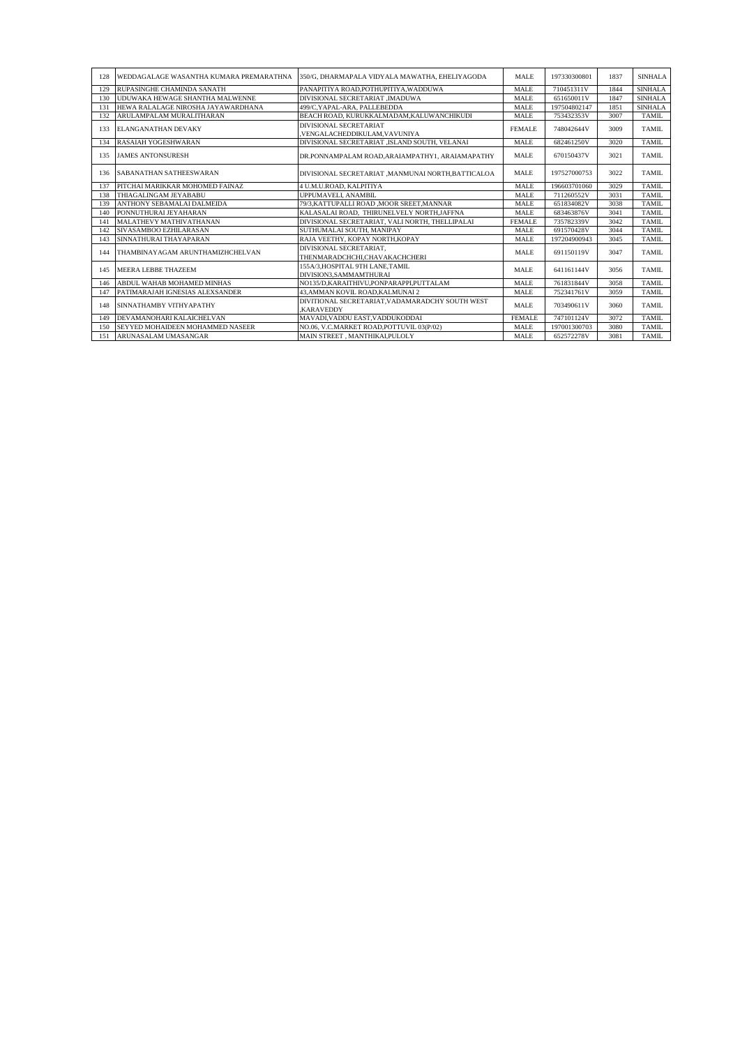| | | | | | | |
|---|---|---|---|---|---|---|
| 128 | WEDDAGALAGE WASANTHA KUMARA PREMARATHNA | 350/G, DHARMAPALA VIDYALA MAWATHA, EHELIYAGODA | MALE | 197330300801 | 1837 | SINHALA |
| 129 | RUPASINGHE CHAMINDA SANATH | PANAPITIYA ROAD,POTHUPITIYA,WADDUWA | MALE | 710451311V | 1844 | SINHALA |
| 130 | UDUWAKA HEWAGE SHANTHA MALWENNE | DIVISIONAL SECRETARIAT ,IMADUWA | MALE | 651650011V | 1847 | SINHALA |
| 131 | HEWA RALALAGE NIROSHA JAYAWARDHANA | 499/C,YAPAL-ARA, PALLEBEDDA | MALE | 197504802147 | 1851 | SINHALA |
| 132 | ARULAMPALAM MURALITHARAN | BEACH ROAD, KURUKKALMADAM,KALUWANCHIKUDI | MALE | 753432353V | 3007 | TAMIL |
| 133 | ELANGANATHAN DEVAKY | DIVISIONAL SECRETARIAT ,VENGALACHEDDIKULAM,VAVUNIYA | FEMALE | 748042644V | 3009 | TAMIL |
| 134 | RASAIAH YOGESHWARAN | DIVISIONAL SECRETARIAT ,ISLAND SOUTH, VELANAI | MALE | 682461250V | 3020 | TAMIL |
| 135 | JAMES ANTONSURESH | DR.PONNAMPALAM ROAD,ARAIAMPATHY1, ARAIAMAPATHY | MALE | 670150437V | 3021 | TAMIL |
| 136 | SABANATHAN SATHEESWARAN | DIVISIONAL SECRETARIAT ,MANMUNAI NORTH,BATTICALOA | MALE | 197527000753 | 3022 | TAMIL |
| 137 | PITCHAI MARIKKAR MOHOMED FAINAZ | 4 U.M.U.ROAD, KALPITIYA | MALE | 196603701060 | 3029 | TAMIL |
| 138 | THIAGALINGAM JEYABABU | UPPUMAVELI, ANAMBIL | MALE | 711260552V | 3031 | TAMIL |
| 139 | ANTHONY SEBAMALAI DALMEIDA | 79/3,KATTUPALLI ROAD ,MOOR SREET,MANNAR | MALE | 651834082V | 3038 | TAMIL |
| 140 | PONNUTHURAI JEYAHARAN | KALASALAI ROAD, THIRUNELVELY NORTH,JAFFNA | MALE | 683463876V | 3041 | TAMIL |
| 141 | MALATHEVY MATHIVATHANAN | DIVISIONAL SECRETARIAT, VALI NORTH, THELLIPALAI | FEMALE | 735782339V | 3042 | TAMIL |
| 142 | SIVASAMBOO EZHILARASAN | SUTHUMALAI SOUTH, MANIPAY | MALE | 691570428V | 3044 | TAMIL |
| 143 | SINNATHURAI THAYAPARAN | RAJA VEETHY, KOPAY NORTH,KOPAY | MALE | 197204900943 | 3045 | TAMIL |
| 144 | THAMBINAYAGAM ARUNTHAMIZHCHELVAN | DIVISIONAL SECRETARIAT, THENMARADCHCHI,CHAVAKACHCHERI | MALE | 691150119V | 3047 | TAMIL |
| 145 | MEERA LEBBE THAZEEM | 155A/3,HOSPITAL 9TH LANE,TAMIL DIVISION3,SAMMAMTHURAI | MALE | 641161144V | 3056 | TAMIL |
| 146 | ABDUL WAHAB MOHAMED MINHAS | NO135/D,KARAITHIVU,PONPARAPPI,PUTTALAM | MALE | 761831844V | 3058 | TAMIL |
| 147 | PATIMARAJAH IGNESIAS ALEXSANDER | 43,AMMAN KOVIL ROAD,KALMUNAI 2 | MALE | 752341761V | 3059 | TAMIL |
| 148 | SINNATHAMBY VITHYAPATHY | DIVITIONAL SECRETARIAT,VADAMARADCHY SOUTH WEST ,KARAVEDDY | MALE | 703490611V | 3060 | TAMIL |
| 149 | DEVAMANOHARI KALAICHELVAN | MAVADI,VADDU EAST,VADDUKODDAI | FEMALE | 747101124V | 3072 | TAMIL |
| 150 | SEYYED MOHAIDEEN MOHAMMED NASEER | NO.06, V.C.MARKET ROAD,POTTUVIL 03(P/02) | MALE | 197001300703 | 3080 | TAMIL |
| 151 | ARUNASALAM UMASANGAR | MAIN STREET , MANTHIKAI,PULOLY | MALE | 652572278V | 3081 | TAMIL |